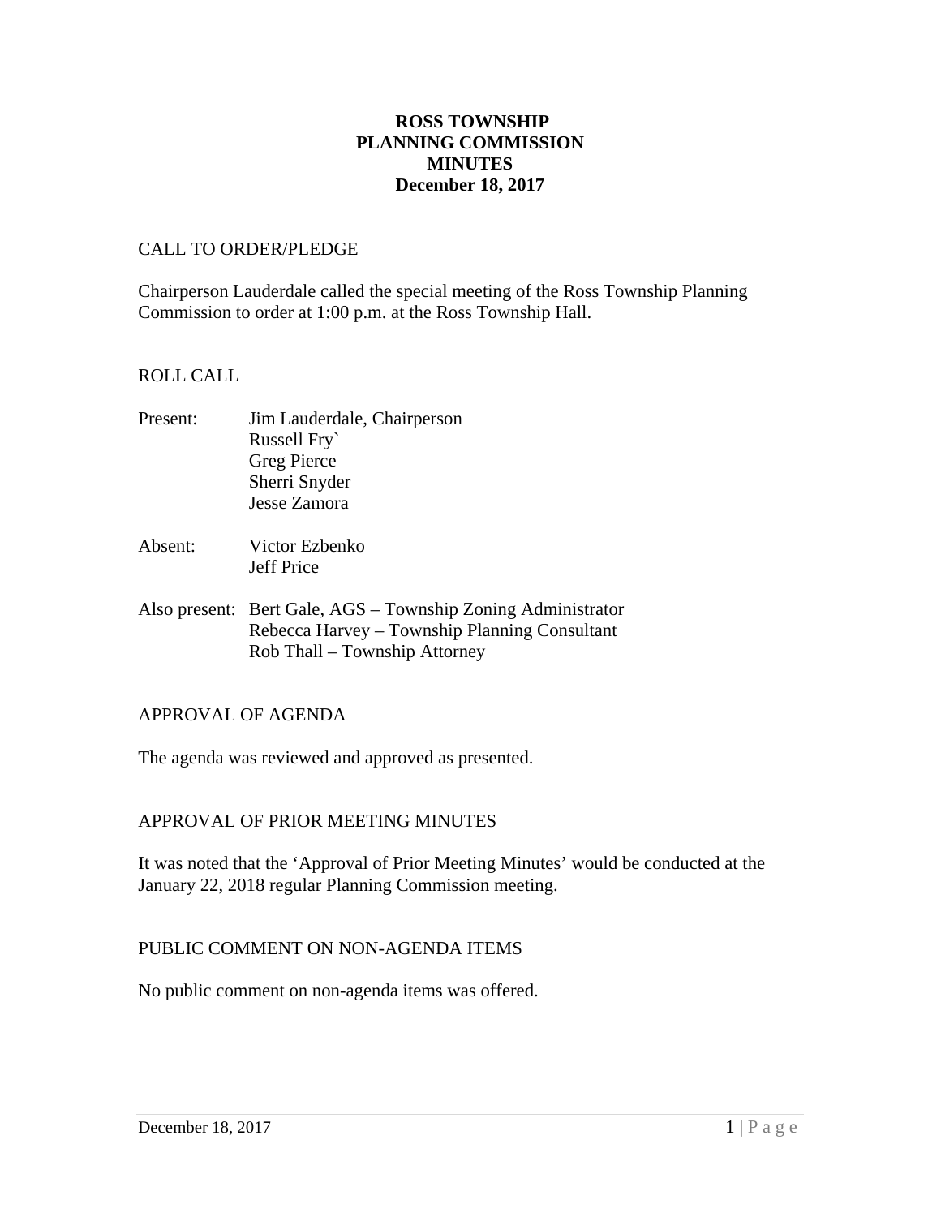**ROSS TOWNSHIP**
**PLANNING COMMISSION**
**MINUTES**
**December 18, 2017**

CALL TO ORDER/PLEDGE

Chairperson Lauderdale called the special meeting of the Ross Township Planning Commission to order at 1:00 p.m. at the Ross Township Hall.

ROLL CALL

Present: Jim Lauderdale, Chairperson
Russell Fry`
Greg Pierce
Sherri Snyder
Jesse Zamora

Absent: Victor Ezbenko
Jeff Price

Also present: Bert Gale, AGS – Township Zoning Administrator
Rebecca Harvey – Township Planning Consultant
Rob Thall – Township Attorney

APPROVAL OF AGENDA

The agenda was reviewed and approved as presented.

APPROVAL OF PRIOR MEETING MINUTES

It was noted that the 'Approval of Prior Meeting Minutes' would be conducted at the January 22, 2018 regular Planning Commission meeting.

PUBLIC COMMENT ON NON-AGENDA ITEMS

No public comment on non-agenda items was offered.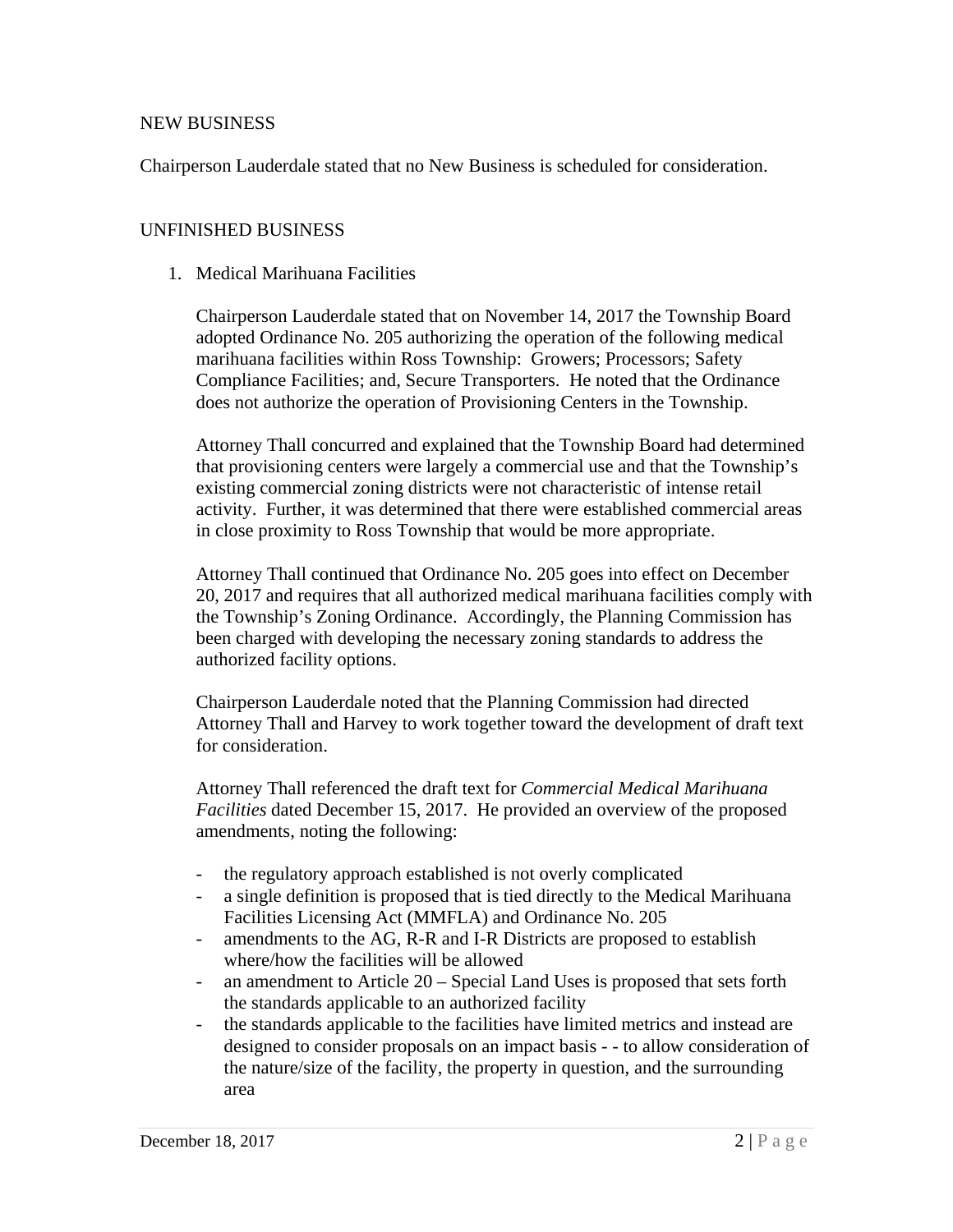## NEW BUSINESS

Chairperson Lauderdale stated that no New Business is scheduled for consideration.

## UNFINISHED BUSINESS

1. Medical Marihuana Facilities

   Chairperson Lauderdale stated that on November 14, 2017 the Township Board adopted Ordinance No. 205 authorizing the operation of the following medical marihuana facilities within Ross Township: Growers; Processors; Safety Compliance Facilities; and, Secure Transporters. He noted that the Ordinance does not authorize the operation of Provisioning Centers in the Township.

   Attorney Thall concurred and explained that the Township Board had determined that provisioning centers were largely a commercial use and that the Township's existing commercial zoning districts were not characteristic of intense retail activity. Further, it was determined that there were established commercial areas in close proximity to Ross Township that would be more appropriate.

   Attorney Thall continued that Ordinance No. 205 goes into effect on December 20, 2017 and requires that all authorized medical marihuana facilities comply with the Township's Zoning Ordinance. Accordingly, the Planning Commission has been charged with developing the necessary zoning standards to address the authorized facility options.

   Chairperson Lauderdale noted that the Planning Commission had directed Attorney Thall and Harvey to work together toward the development of draft text for consideration.

   Attorney Thall referenced the draft text for *Commercial Medical Marihuana Facilities* dated December 15, 2017. He provided an overview of the proposed amendments, noting the following:

   - the regulatory approach established is not overly complicated
   - a single definition is proposed that is tied directly to the Medical Marihuana Facilities Licensing Act (MMFLA) and Ordinance No. 205
   - amendments to the AG, R-R and I-R Districts are proposed to establish where/how the facilities will be allowed
   - an amendment to Article 20 – Special Land Uses is proposed that sets forth the standards applicable to an authorized facility
   - the standards applicable to the facilities have limited metrics and instead are designed to consider proposals on an impact basis - - to allow consideration of the nature/size of the facility, the property in question, and the surrounding area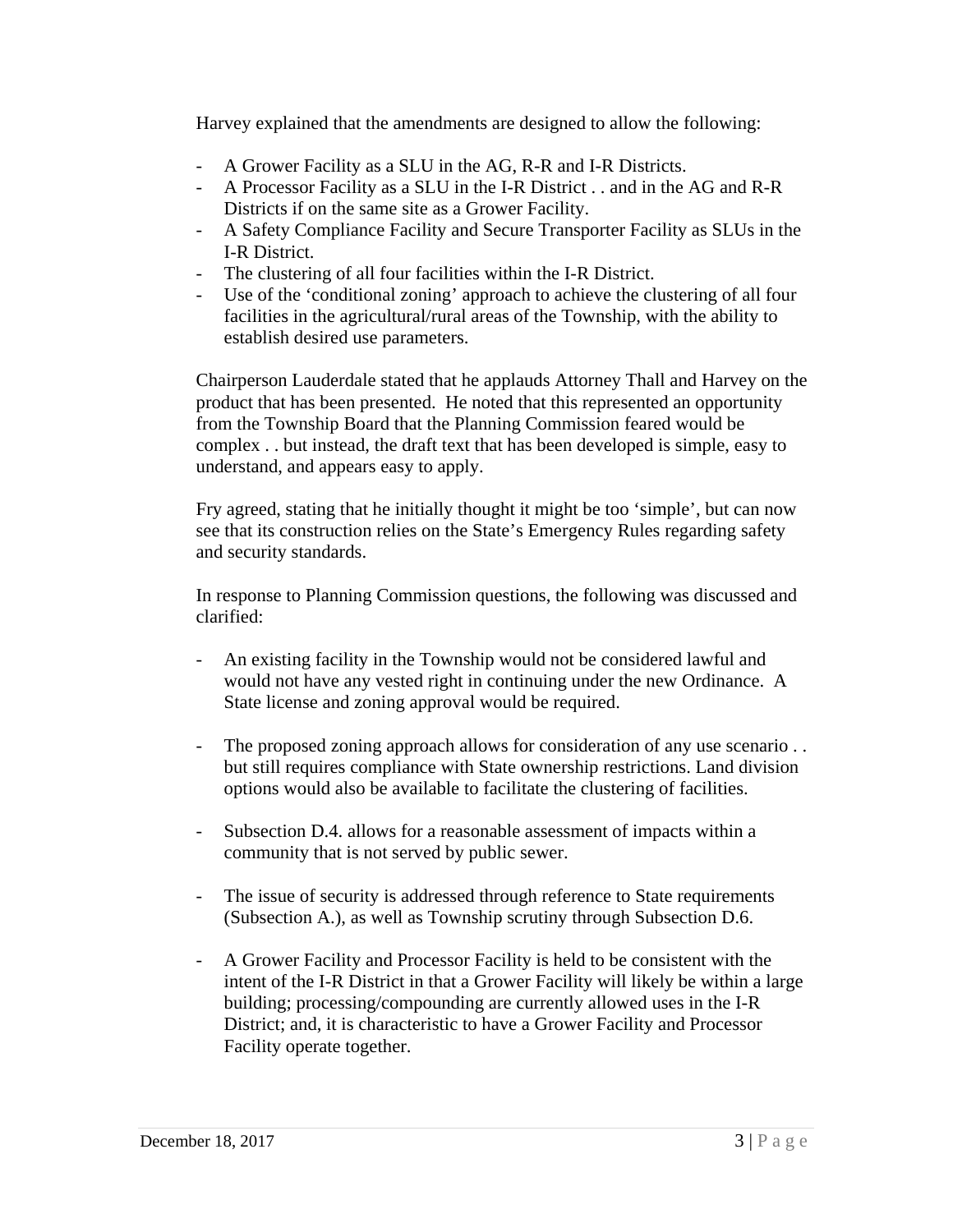Harvey explained that the amendments are designed to allow the following:

- A Grower Facility as a SLU in the AG, R-R and I-R Districts.
- A Processor Facility as a SLU in the I-R District . . and in the AG and R-R Districts if on the same site as a Grower Facility.
- A Safety Compliance Facility and Secure Transporter Facility as SLUs in the I-R District.
- The clustering of all four facilities within the I-R District.
- Use of the 'conditional zoning' approach to achieve the clustering of all four facilities in the agricultural/rural areas of the Township, with the ability to establish desired use parameters.

Chairperson Lauderdale stated that he applauds Attorney Thall and Harvey on the product that has been presented. He noted that this represented an opportunity from the Township Board that the Planning Commission feared would be complex . . but instead, the draft text that has been developed is simple, easy to understand, and appears easy to apply.

Fry agreed, stating that he initially thought it might be too 'simple', but can now see that its construction relies on the State's Emergency Rules regarding safety and security standards.

In response to Planning Commission questions, the following was discussed and clarified:

- An existing facility in the Township would not be considered lawful and would not have any vested right in continuing under the new Ordinance. A State license and zoning approval would be required.

- The proposed zoning approach allows for consideration of any use scenario . . but still requires compliance with State ownership restrictions. Land division options would also be available to facilitate the clustering of facilities.

- Subsection D.4. allows for a reasonable assessment of impacts within a community that is not served by public sewer.

- The issue of security is addressed through reference to State requirements (Subsection A.), as well as Township scrutiny through Subsection D.6.

- A Grower Facility and Processor Facility is held to be consistent with the intent of the I-R District in that a Grower Facility will likely be within a large building; processing/compounding are currently allowed uses in the I-R District; and, it is characteristic to have a Grower Facility and Processor Facility operate together.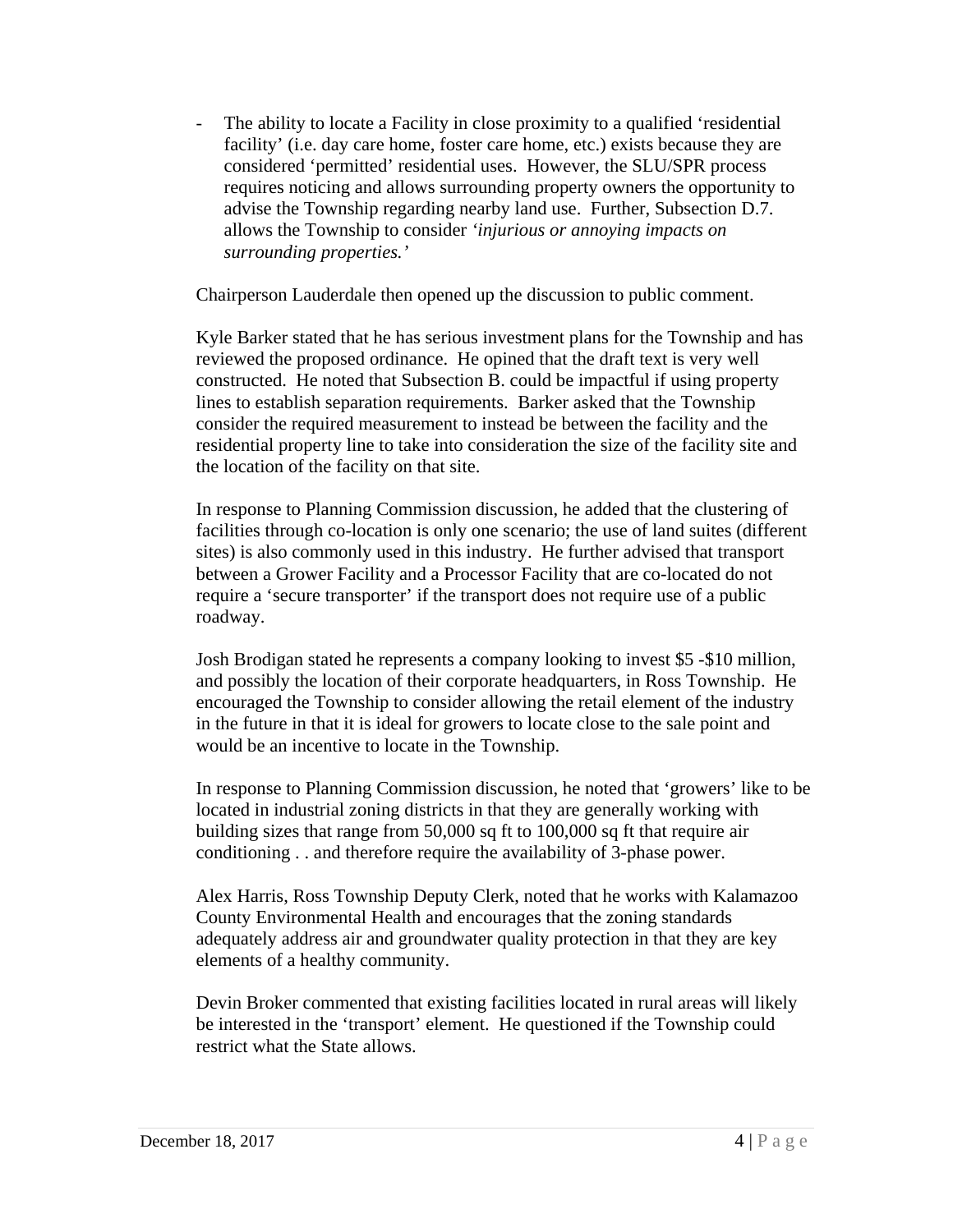- The ability to locate a Facility in close proximity to a qualified 'residential facility' (i.e. day care home, foster care home, etc.) exists because they are considered 'permitted' residential uses. However, the SLU/SPR process requires noticing and allows surrounding property owners the opportunity to advise the Township regarding nearby land use. Further, Subsection D.7. allows the Township to consider *'injurious or annoying impacts on surrounding properties.'*

Chairperson Lauderdale then opened up the discussion to public comment.

Kyle Barker stated that he has serious investment plans for the Township and has reviewed the proposed ordinance. He opined that the draft text is very well constructed. He noted that Subsection B. could be impactful if using property lines to establish separation requirements. Barker asked that the Township consider the required measurement to instead be between the facility and the residential property line to take into consideration the size of the facility site and the location of the facility on that site.

In response to Planning Commission discussion, he added that the clustering of facilities through co-location is only one scenario; the use of land suites (different sites) is also commonly used in this industry. He further advised that transport between a Grower Facility and a Processor Facility that are co-located do not require a 'secure transporter' if the transport does not require use of a public roadway.

Josh Brodigan stated he represents a company looking to invest $5 -$10 million, and possibly the location of their corporate headquarters, in Ross Township. He encouraged the Township to consider allowing the retail element of the industry in the future in that it is ideal for growers to locate close to the sale point and would be an incentive to locate in the Township.

In response to Planning Commission discussion, he noted that 'growers' like to be located in industrial zoning districts in that they are generally working with building sizes that range from 50,000 sq ft to 100,000 sq ft that require air conditioning . . and therefore require the availability of 3-phase power.

Alex Harris, Ross Township Deputy Clerk, noted that he works with Kalamazoo County Environmental Health and encourages that the zoning standards adequately address air and groundwater quality protection in that they are key elements of a healthy community.

Devin Broker commented that existing facilities located in rural areas will likely be interested in the 'transport' element. He questioned if the Township could restrict what the State allows.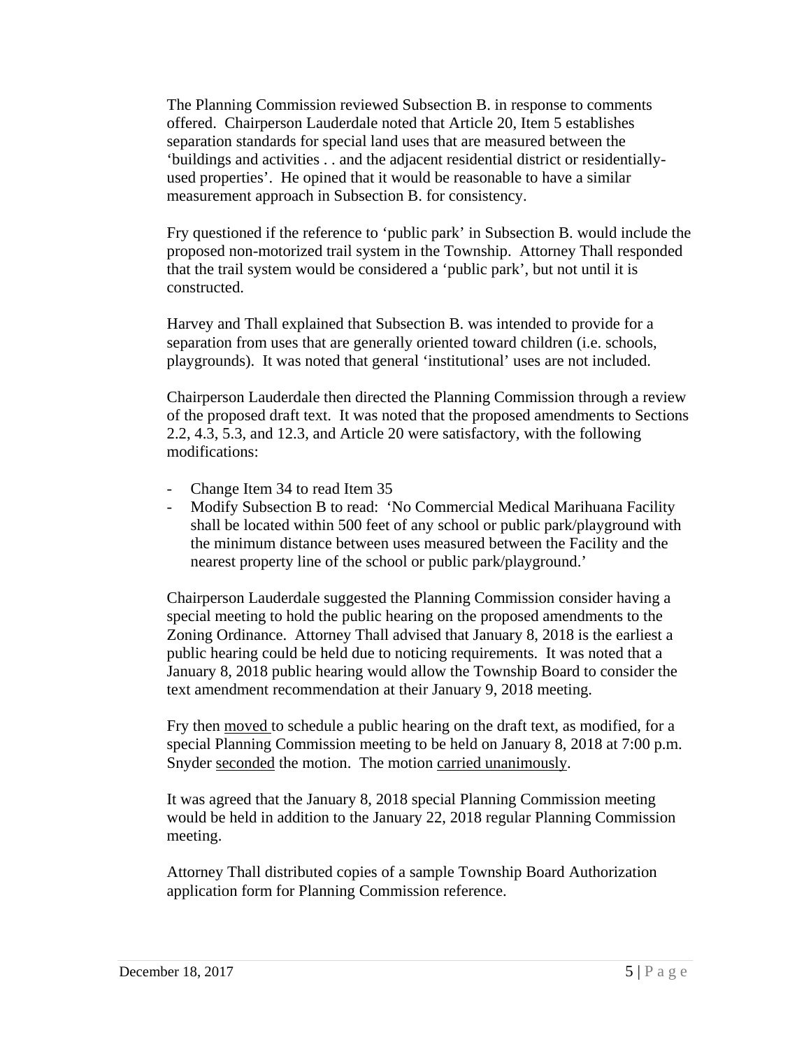The Planning Commission reviewed Subsection B. in response to comments offered. Chairperson Lauderdale noted that Article 20, Item 5 establishes separation standards for special land uses that are measured between the 'buildings and activities . . and the adjacent residential district or residentially-used properties'. He opined that it would be reasonable to have a similar measurement approach in Subsection B. for consistency.

Fry questioned if the reference to 'public park' in Subsection B. would include the proposed non-motorized trail system in the Township. Attorney Thall responded that the trail system would be considered a 'public park', but not until it is constructed.

Harvey and Thall explained that Subsection B. was intended to provide for a separation from uses that are generally oriented toward children (i.e. schools, playgrounds). It was noted that general 'institutional' uses are not included.

Chairperson Lauderdale then directed the Planning Commission through a review of the proposed draft text. It was noted that the proposed amendments to Sections 2.2, 4.3, 5.3, and 12.3, and Article 20 were satisfactory, with the following modifications:

- Change Item 34 to read Item 35
- Modify Subsection B to read: 'No Commercial Medical Marihuana Facility shall be located within 500 feet of any school or public park/playground with the minimum distance between uses measured between the Facility and the nearest property line of the school or public park/playground.'

Chairperson Lauderdale suggested the Planning Commission consider having a special meeting to hold the public hearing on the proposed amendments to the Zoning Ordinance. Attorney Thall advised that January 8, 2018 is the earliest a public hearing could be held due to noticing requirements. It was noted that a January 8, 2018 public hearing would allow the Township Board to consider the text amendment recommendation at their January 9, 2018 meeting.

Fry then moved to schedule a public hearing on the draft text, as modified, for a special Planning Commission meeting to be held on January 8, 2018 at 7:00 p.m. Snyder seconded the motion. The motion carried unanimously.

It was agreed that the January 8, 2018 special Planning Commission meeting would be held in addition to the January 22, 2018 regular Planning Commission meeting.

Attorney Thall distributed copies of a sample Township Board Authorization application form for Planning Commission reference.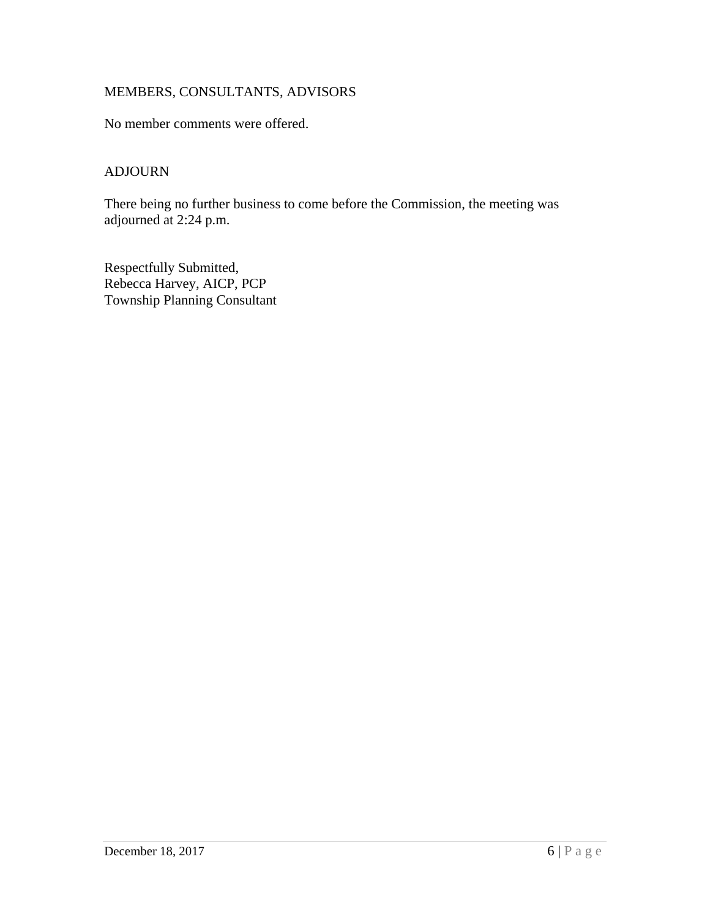## MEMBERS, CONSULTANTS, ADVISORS

No member comments were offered.

## ADJOURN

There being no further business to come before the Commission, the meeting was adjourned at 2:24 p.m.

Respectfully Submitted,
Rebecca Harvey, AICP, PCP
Township Planning Consultant